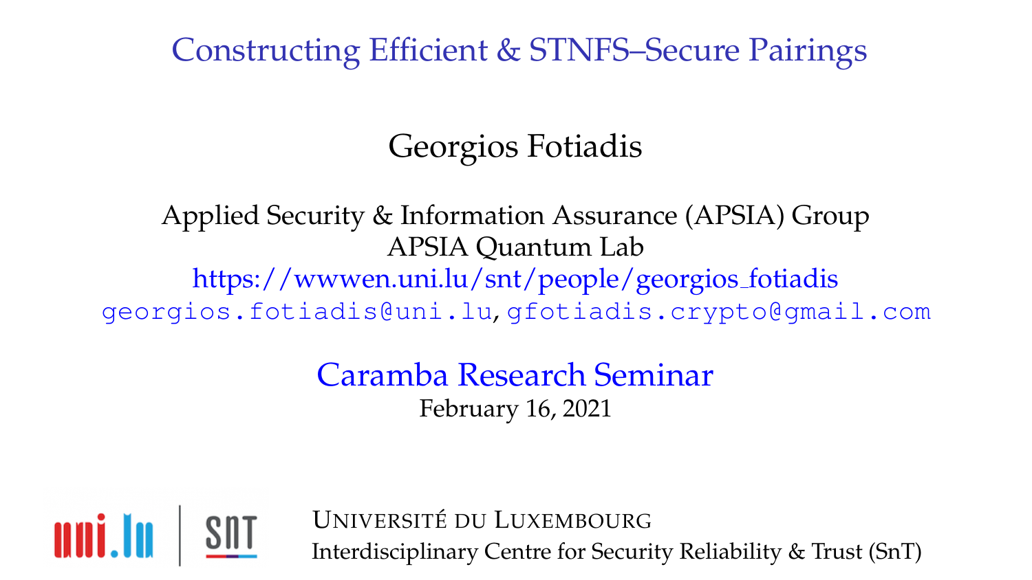# Constructing Efficient & STNFS–Secure Pairings

Georgios Fotiadis

Applied Security & Information Assurance (APSIA) Group
APSIA Quantum Lab
https://wwwen.uni.lu/snt/people/georgios_fotiadis
georgios.fotiadis@uni.lu, gfotiadis.crypto@gmail.com

Caramba Research Seminar
February 16, 2021

Université du Luxembourg
Interdisciplinary Centre for Security Reliability & Trust (SnT)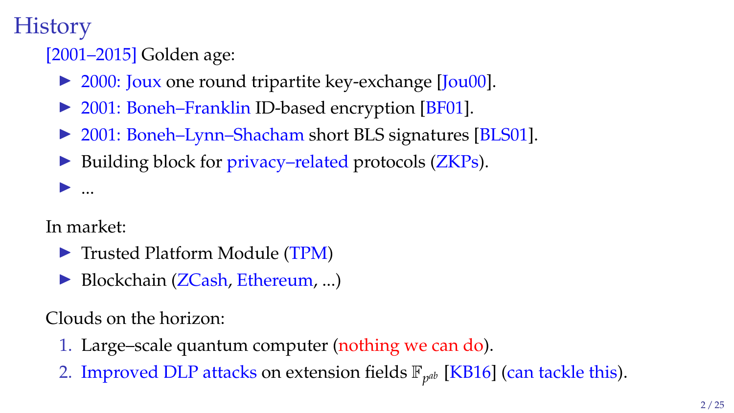# History

[2001–2015] Golden age:

- 2000: Joux one round tripartite key-exchange [Jou00].
- 2001: Boneh–Franklin ID-based encryption [BF01].
- 2001: Boneh–Lynn–Shacham short BLS signatures [BLS01].
- Building block for privacy–related protocols (ZKPs).
- ...

In market:

- Trusted Platform Module (TPM)
- Blockchain (ZCash, Ethereum, ...)

Clouds on the horizon:

1. Large–scale quantum computer (nothing we can do).
2. Improved DLP attacks on extension fields $\mathbb{F}_{p^{ab}}$ [KB16] (can tackle this).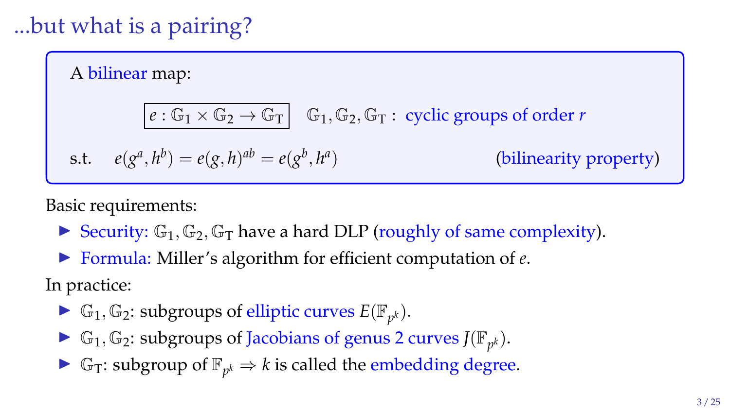# ...but what is a pairing?

A bilinear map:

$$\boxed{e : \mathbb{G}_1 \times \mathbb{G}_2 \to \mathbb{G}_\mathrm{T}} \quad \mathbb{G}_1, \mathbb{G}_2, \mathbb{G}_\mathrm{T} : \text{ cyclic groups of order } r$$

s.t. $e(g^a, h^b) = e(g, h)^{ab} = e(g^b, h^a)$ (bilinearity property)

Basic requirements:

- Security: $\mathbb{G}_1, \mathbb{G}_2, \mathbb{G}_\mathrm{T}$ have a hard DLP (roughly of same complexity).
- Formula: Miller's algorithm for efficient computation of $e$.

In practice:

- $\mathbb{G}_1, \mathbb{G}_2$: subgroups of elliptic curves $E(\mathbb{F}_{p^k})$.
- $\mathbb{G}_1, \mathbb{G}_2$: subgroups of Jacobians of genus 2 curves $J(\mathbb{F}_{p^k})$.
- $\mathbb{G}_\mathrm{T}$: subgroup of $\mathbb{F}_{p^k} \Rightarrow k$ is called the embedding degree.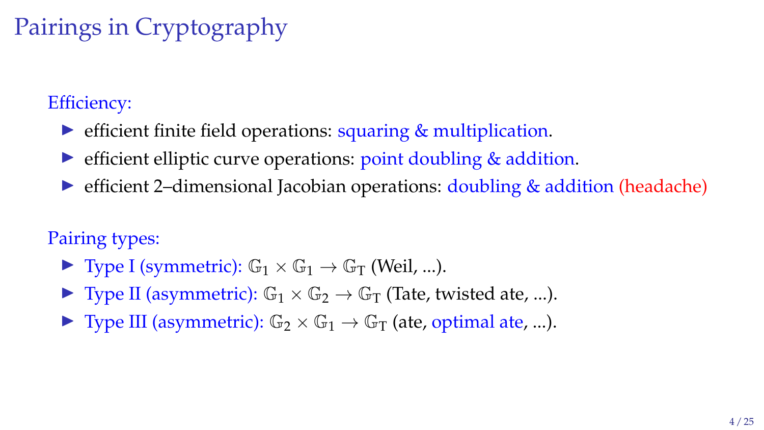# Pairings in Cryptography

Efficiency:

- efficient finite field operations: squaring & multiplication.
- efficient elliptic curve operations: point doubling & addition.
- efficient 2–dimensional Jacobian operations: doubling & addition (headache)

Pairing types:

- Type I (symmetric): $\mathbb{G}_1 \times \mathbb{G}_1 \to \mathbb{G}_T$ (Weil, ...).
- Type II (asymmetric): $\mathbb{G}_1 \times \mathbb{G}_2 \to \mathbb{G}_T$ (Tate, twisted ate, ...).
- Type III (asymmetric): $\mathbb{G}_2 \times \mathbb{G}_1 \to \mathbb{G}_T$ (ate, optimal ate, ...).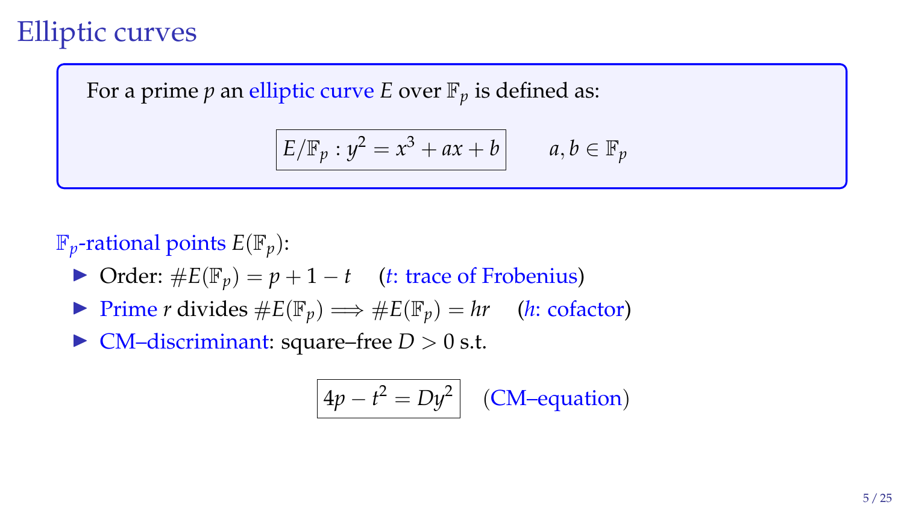# Elliptic curves

For a prime $p$ an elliptic curve $E$ over $\mathbb{F}_p$ is defined as:

$$\boxed{E/\mathbb{F}_p : y^2 = x^3 + ax + b} \qquad a, b \in \mathbb{F}_p$$

$\mathbb{F}_p$-rational points $E(\mathbb{F}_p)$:

- Order: $\#E(\mathbb{F}_p) = p + 1 - t$ ($t$: trace of Frobenius)
- Prime $r$ divides $\#E(\mathbb{F}_p) \Longrightarrow \#E(\mathbb{F}_p) = hr$ ($h$: cofactor)
- CM–discriminant: square–free $D > 0$ s.t.

$$\boxed{4p - t^2 = Dy^2} \quad \text{(CM–equation)}$$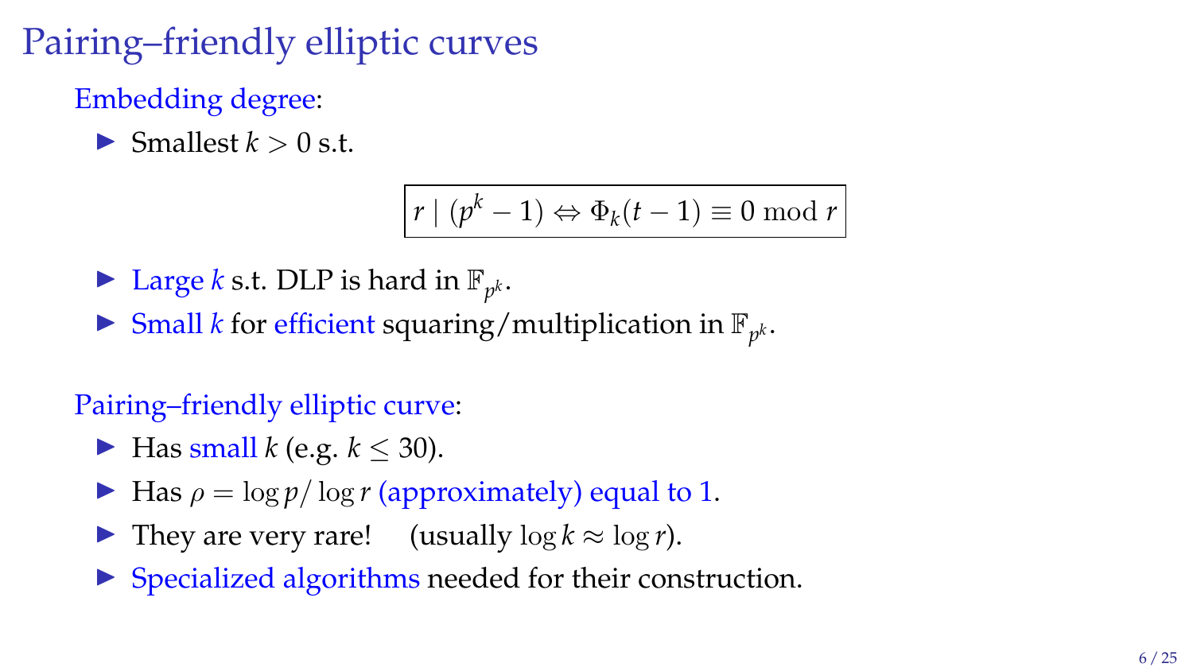# Pairing–friendly elliptic curves

Embedding degree:

- Smallest $k > 0$ s.t.

$$r \mid (p^k - 1) \Leftrightarrow \Phi_k(t-1) \equiv 0 \bmod r$$

- Large $k$ s.t. DLP is hard in $\mathbb{F}_{p^k}$.
- Small $k$ for efficient squaring/multiplication in $\mathbb{F}_{p^k}$.

Pairing–friendly elliptic curve:

- Has small $k$ (e.g. $k \leq 30$).
- Has $\rho = \log p / \log r$ (approximately) equal to 1.
- They are very rare! (usually $\log k \approx \log r$).
- Specialized algorithms needed for their construction.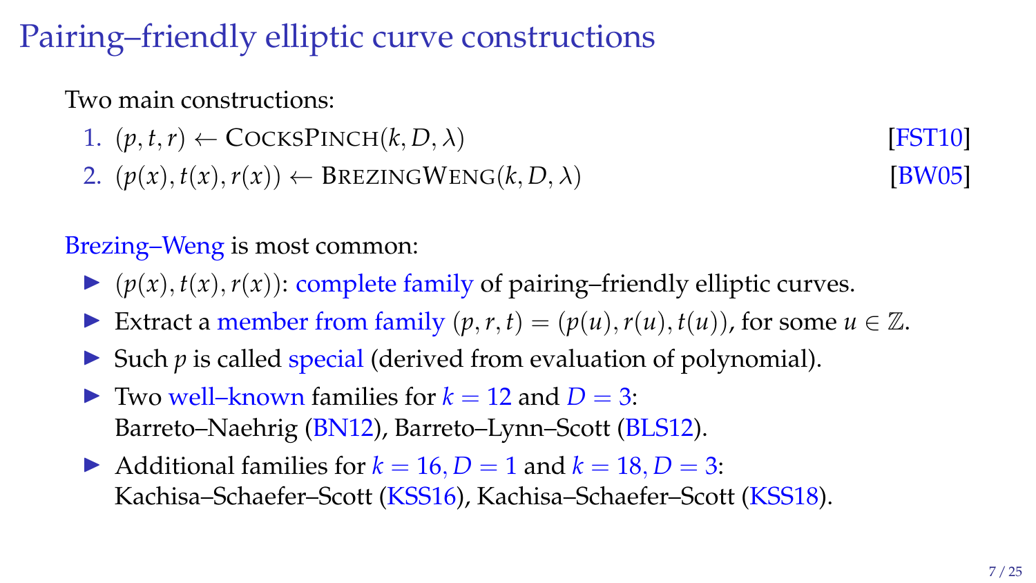# Pairing–friendly elliptic curve constructions

Two main constructions:

1. $(p, t, r) \leftarrow \textsc{CocksPinch}(k, D, \lambda)$ [FST10]
2. $(p(x), t(x), r(x)) \leftarrow \textsc{BrezingWeng}(k, D, \lambda)$ [BW05]

Brezing–Weng is most common:

- $(p(x), t(x), r(x))$: complete family of pairing–friendly elliptic curves.
- Extract a member from family $(p, r, t) = (p(u), r(u), t(u))$, for some $u \in \mathbb{Z}$.
- Such $p$ is called special (derived from evaluation of polynomial).
- Two well–known families for $k = 12$ and $D = 3$: Barreto–Naehrig (BN12), Barreto–Lynn–Scott (BLS12).
- Additional families for $k = 16, D = 1$ and $k = 18, D = 3$: Kachisa–Schaefer–Scott (KSS16), Kachisa–Schaefer–Scott (KSS18).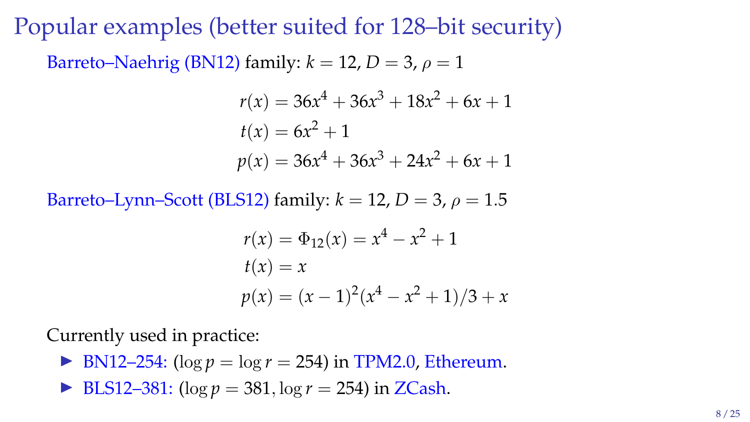# Popular examples (better suited for 128–bit security)

Barreto–Naehrig (BN12) family: $k = 12$, $D = 3$, $\rho = 1$

$$
\begin{aligned}
r(x) &= 36x^4 + 36x^3 + 18x^2 + 6x + 1 \\
t(x) &= 6x^2 + 1 \\
p(x) &= 36x^4 + 36x^3 + 24x^2 + 6x + 1
\end{aligned}
$$

Barreto–Lynn–Scott (BLS12) family: $k = 12$, $D = 3$, $\rho = 1.5$

$$
\begin{aligned}
r(x) &= \Phi_{12}(x) = x^4 - x^2 + 1 \\
t(x) &= x \\
p(x) &= (x-1)^2(x^4 - x^2 + 1)/3 + x
\end{aligned}
$$

Currently used in practice:

- BN12–254: ($\log p = \log r = 254$) in TPM2.0, Ethereum.
- BLS12–381: ($\log p = 381, \log r = 254$) in ZCash.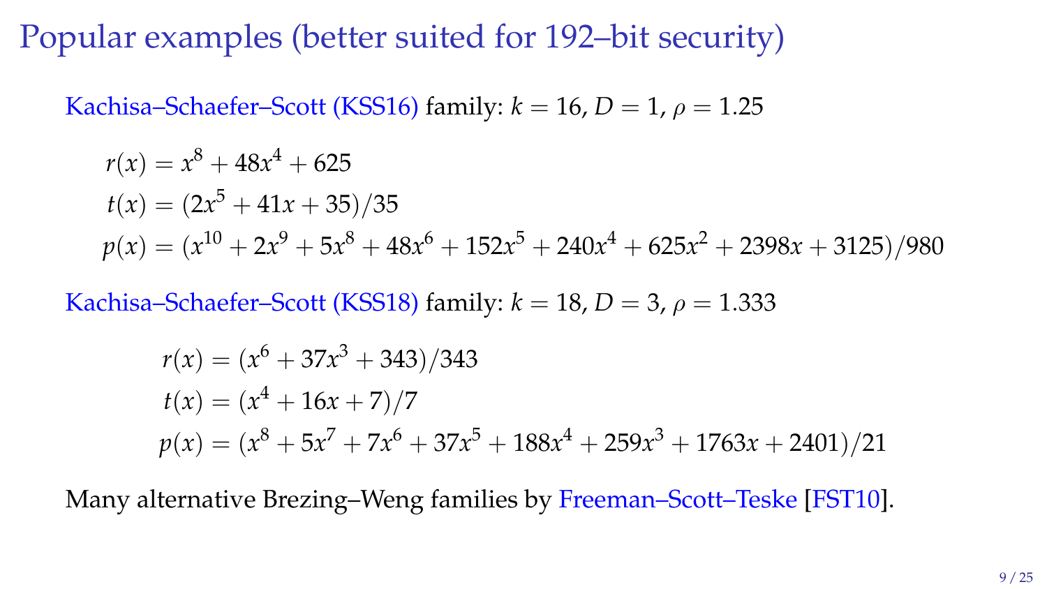# Popular examples (better suited for 192–bit security)

Kachisa–Schaefer–Scott (KSS16) family: $k = 16$, $D = 1$, $\rho = 1.25$

$$
\begin{aligned}
r(x) &= x^8 + 48x^4 + 625 \\
t(x) &= (2x^5 + 41x + 35)/35 \\
p(x) &= (x^{10} + 2x^9 + 5x^8 + 48x^6 + 152x^5 + 240x^4 + 625x^2 + 2398x + 3125)/980
\end{aligned}
$$

Kachisa–Schaefer–Scott (KSS18) family: $k = 18$, $D = 3$, $\rho = 1.333$

$$
\begin{aligned}
r(x) &= (x^6 + 37x^3 + 343)/343 \\
t(x) &= (x^4 + 16x + 7)/7 \\
p(x) &= (x^8 + 5x^7 + 7x^6 + 37x^5 + 188x^4 + 259x^3 + 1763x + 2401)/21
\end{aligned}
$$

Many alternative Brezing–Weng families by Freeman–Scott–Teske [FST10].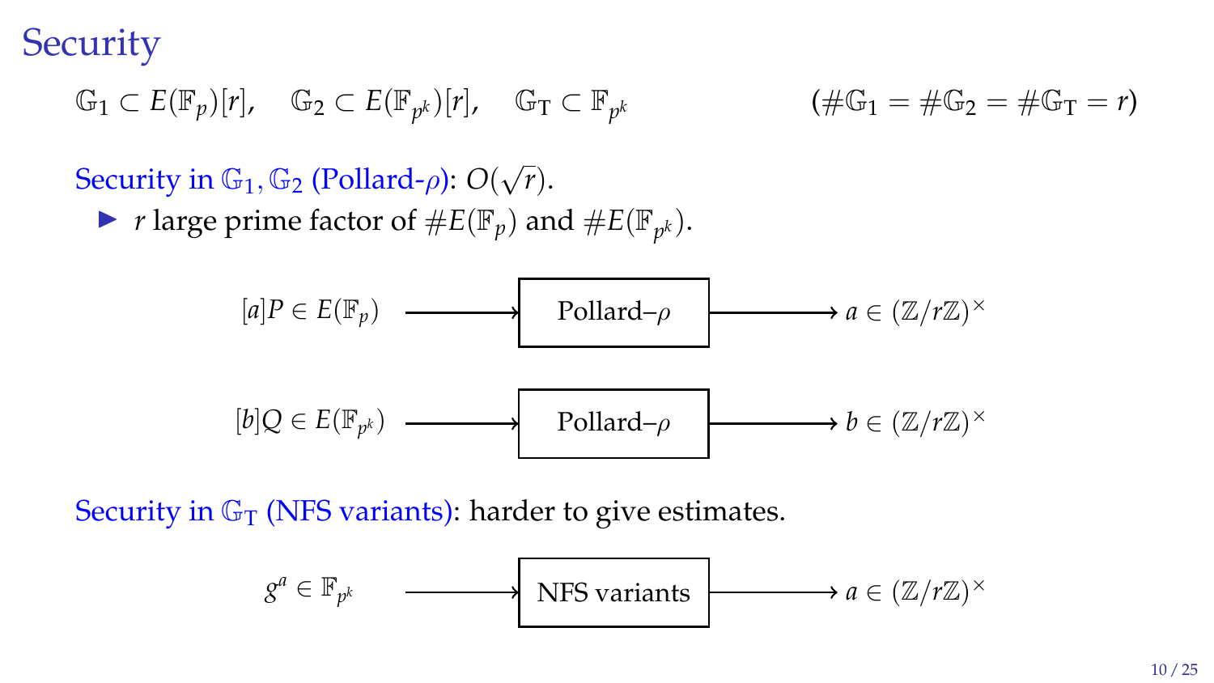# Security

$\mathbb{G}_1 \subset E(\mathbb{F}_p)[r], \quad \mathbb{G}_2 \subset E(\mathbb{F}_{p^k})[r], \quad \mathbb{G}_\mathrm{T} \subset \mathbb{F}_{p^k}$ $\qquad (\#\mathbb{G}_1 = \#\mathbb{G}_2 = \#\mathbb{G}_\mathrm{T} = r)$

Security in $\mathbb{G}_1, \mathbb{G}_2$ (Pollard-$\rho$): $O(\sqrt{r})$.

- $r$ large prime factor of $\#E(\mathbb{F}_p)$ and $\#E(\mathbb{F}_{p^k})$.

$[a]P \in E(\mathbb{F}_p)$ ⟶ Pollard–$\rho$ ⟶ $a \in (\mathbb{Z}/r\mathbb{Z})^\times$

$[b]Q \in E(\mathbb{F}_{p^k})$ ⟶ Pollard–$\rho$ ⟶ $b \in (\mathbb{Z}/r\mathbb{Z})^\times$

Security in $\mathbb{G}_\mathrm{T}$ (NFS variants): harder to give estimates.

$g^a \in \mathbb{F}_{p^k}$ ⟶ NFS variants ⟶ $a \in (\mathbb{Z}/r\mathbb{Z})^\times$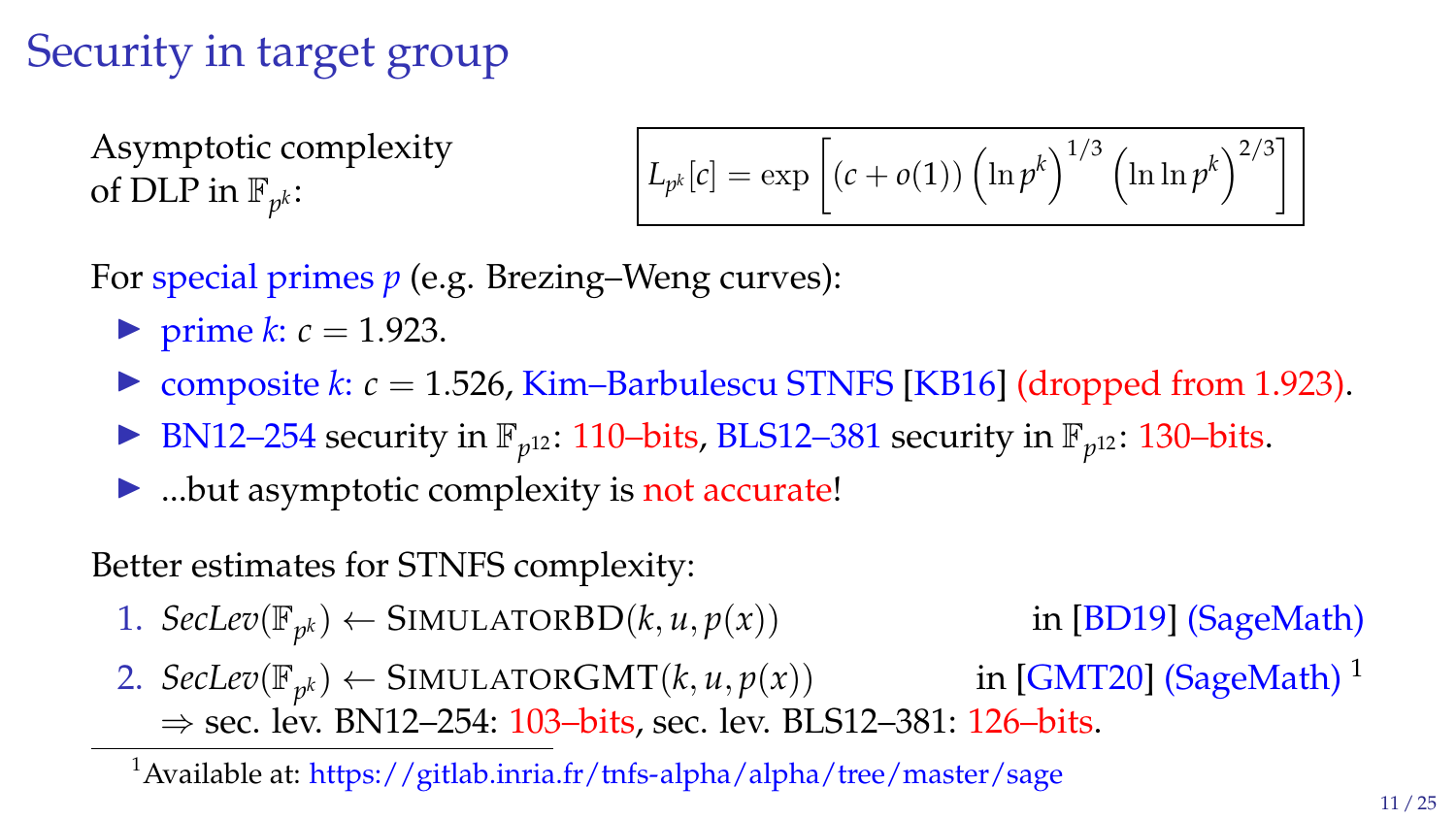# Security in target group

Asymptotic complexity of DLP in $\mathbb{F}_{p^k}$:

$$L_{p^k}[c] = \exp\left[(c + o(1))\left(\ln p^k\right)^{1/3}\left(\ln\ln p^k\right)^{2/3}\right]$$

For special primes $p$ (e.g. Brezing–Weng curves):

- prime $k$: $c = 1.923$.
- composite $k$: $c = 1.526$, Kim–Barbulescu STNFS [KB16] (dropped from 1.923).
- BN12–254 security in $\mathbb{F}_{p^{12}}$: 110–bits, BLS12–381 security in $\mathbb{F}_{p^{12}}$: 130–bits.
- ...but asymptotic complexity is not accurate!

Better estimates for STNFS complexity:

1. $SecLev(\mathbb{F}_{p^k}) \leftarrow$ SimulatorBD$(k, u, p(x))$ in [BD19] (SageMath)
2. $SecLev(\mathbb{F}_{p^k}) \leftarrow$ SimulatorGMT$(k, u, p(x))$ in [GMT20] (SageMath) [1]
   $\Rightarrow$ sec. lev. BN12–254: 103–bits, sec. lev. BLS12–381: 126–bits.

[1] Available at: https://gitlab.inria.fr/tnfs-alpha/alpha/tree/master/sage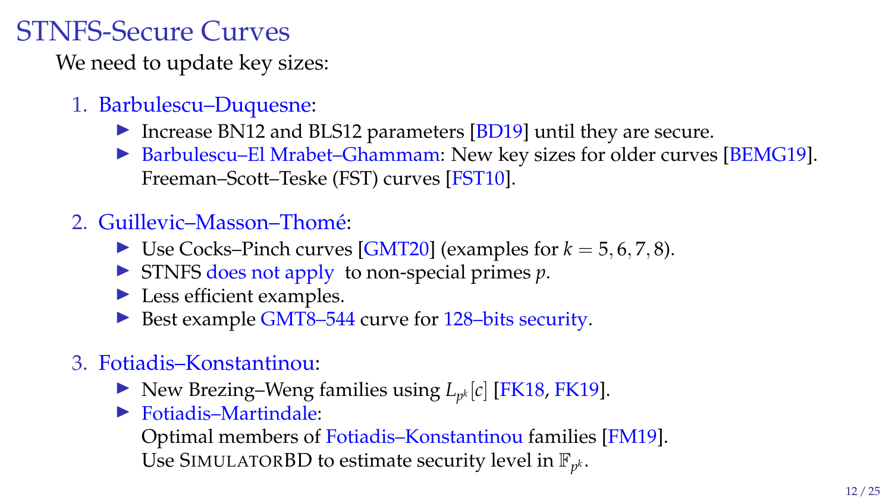# STNFS-Secure Curves

We need to update key sizes:

1. Barbulescu–Duquesne:
   - Increase BN12 and BLS12 parameters [BD19] until they are secure.
   - Barbulescu–El Mrabet–Ghammam: New key sizes for older curves [BEMG19]. Freeman–Scott–Teske (FST) curves [FST10].
2. Guillevic–Masson–Thomé:
   - Use Cocks–Pinch curves [GMT20] (examples for $k = 5, 6, 7, 8$).
   - STNFS does not apply to non-special primes $p$.
   - Less efficient examples.
   - Best example GMT8–544 curve for 128–bits security.
3. Fotiadis–Konstantinou:
   - New Brezing–Weng families using $L_{p^k}[c]$ [FK18, FK19].
   - Fotiadis–Martindale:
     Optimal members of Fotiadis–Konstantinou families [FM19].
     Use SimulatorBD to estimate security level in $\mathbb{F}_{p^k}$.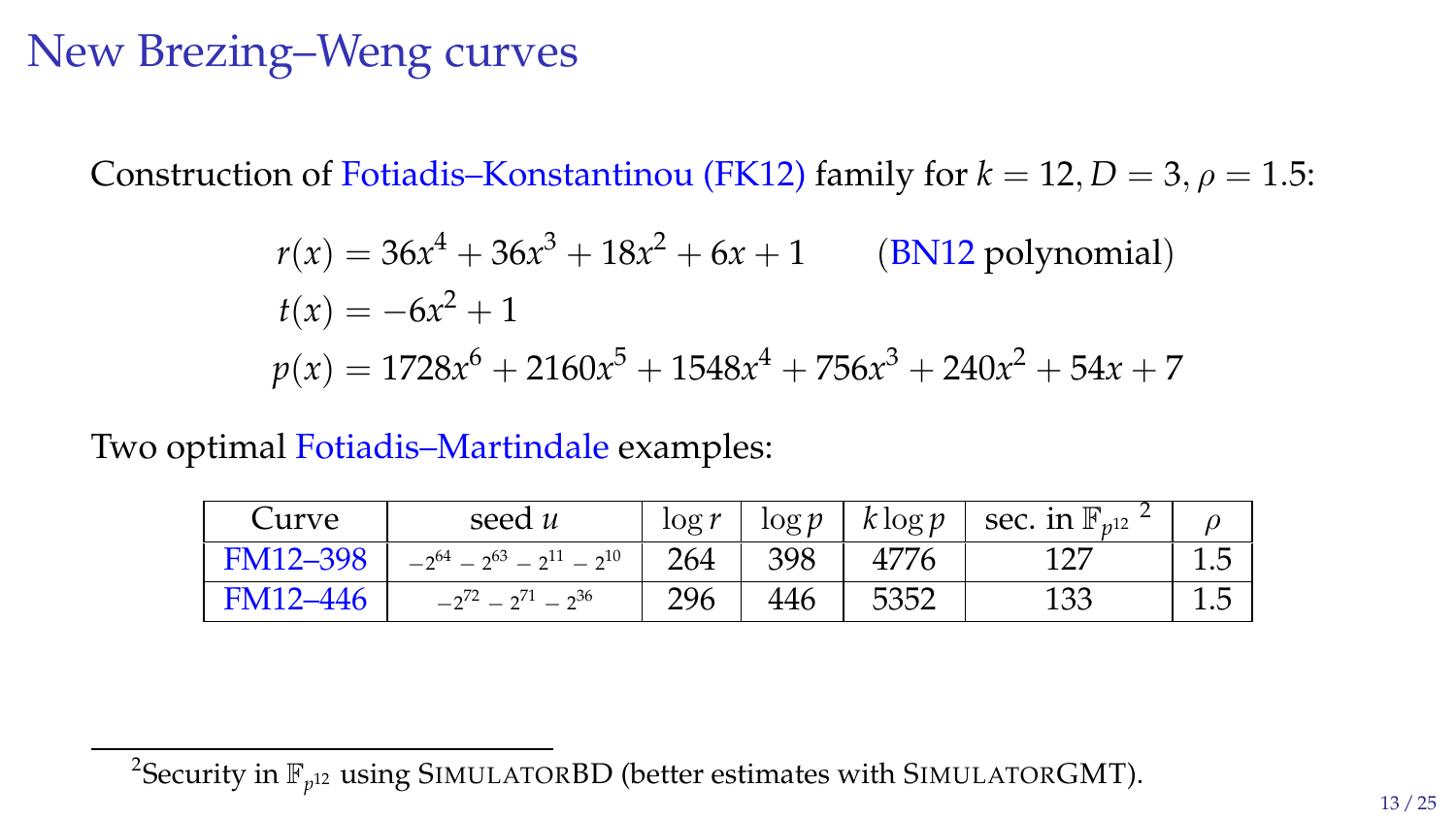# New Brezing–Weng curves

Construction of Fotiadis–Konstantinou (FK12) family for $k = 12, D = 3, \rho = 1.5$:

$$
\begin{aligned}
r(x) &= 36x^4 + 36x^3 + 18x^2 + 6x + 1 \qquad \text{(BN12 polynomial)} \\
t(x) &= -6x^2 + 1 \\
p(x) &= 1728x^6 + 2160x^5 + 1548x^4 + 756x^3 + 240x^2 + 54x + 7
\end{aligned}
$$

Two optimal Fotiadis–Martindale examples:

| Curve | seed $u$ | $\log r$ | $\log p$ | $k \log p$ | sec. in $\mathbb{F}_{p^{12}}$ [2] | $\rho$ |
|---|---|---|---|---|---|---|
| FM12–398 | $-2^{64} - 2^{63} - 2^{11} - 2^{10}$ | 264 | 398 | 4776 | 127 | 1.5 |
| FM12–446 | $-2^{72} - 2^{71} - 2^{36}$ | 296 | 446 | 5352 | 133 | 1.5 |

[2] Security in $\mathbb{F}_{p^{12}}$ using SIMULATORBD (better estimates with SIMULATORGMT).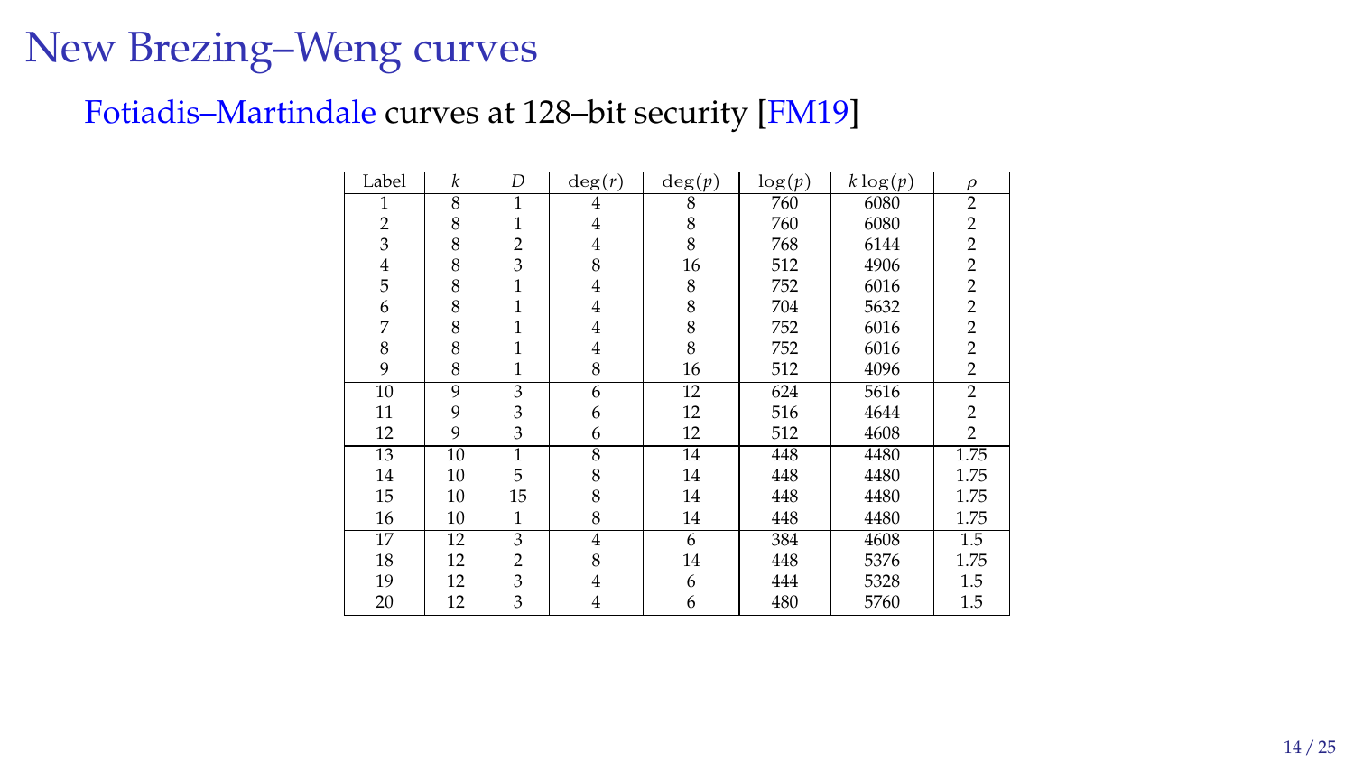# New Brezing–Weng curves

## Fotiadis–Martindale curves at 128–bit security [FM19]

| Label | $k$ | $D$ | $\deg(r)$ | $\deg(p)$ | $\log(p)$ | $k\log(p)$ | $\rho$ |
|---|---|---|---|---|---|---|---|
| 1 | 8 | 1 | 4 | 8 | 760 | 6080 | 2 |
| 2 | 8 | 1 | 4 | 8 | 760 | 6080 | 2 |
| 3 | 8 | 2 | 4 | 8 | 768 | 6144 | 2 |
| 4 | 8 | 3 | 8 | 16 | 512 | 4906 | 2 |
| 5 | 8 | 1 | 4 | 8 | 752 | 6016 | 2 |
| 6 | 8 | 1 | 4 | 8 | 704 | 5632 | 2 |
| 7 | 8 | 1 | 4 | 8 | 752 | 6016 | 2 |
| 8 | 8 | 1 | 4 | 8 | 752 | 6016 | 2 |
| 9 | 8 | 1 | 8 | 16 | 512 | 4096 | 2 |
| 10 | 9 | 3 | 6 | 12 | 624 | 5616 | 2 |
| 11 | 9 | 3 | 6 | 12 | 516 | 4644 | 2 |
| 12 | 9 | 3 | 6 | 12 | 512 | 4608 | 2 |
| 13 | 10 | 1 | 8 | 14 | 448 | 4480 | 1.75 |
| 14 | 10 | 5 | 8 | 14 | 448 | 4480 | 1.75 |
| 15 | 10 | 15 | 8 | 14 | 448 | 4480 | 1.75 |
| 16 | 10 | 1 | 8 | 14 | 448 | 4480 | 1.75 |
| 17 | 12 | 3 | 4 | 6 | 384 | 4608 | 1.5 |
| 18 | 12 | 2 | 8 | 14 | 448 | 5376 | 1.75 |
| 19 | 12 | 3 | 4 | 6 | 444 | 5328 | 1.5 |
| 20 | 12 | 3 | 4 | 6 | 480 | 5760 | 1.5 |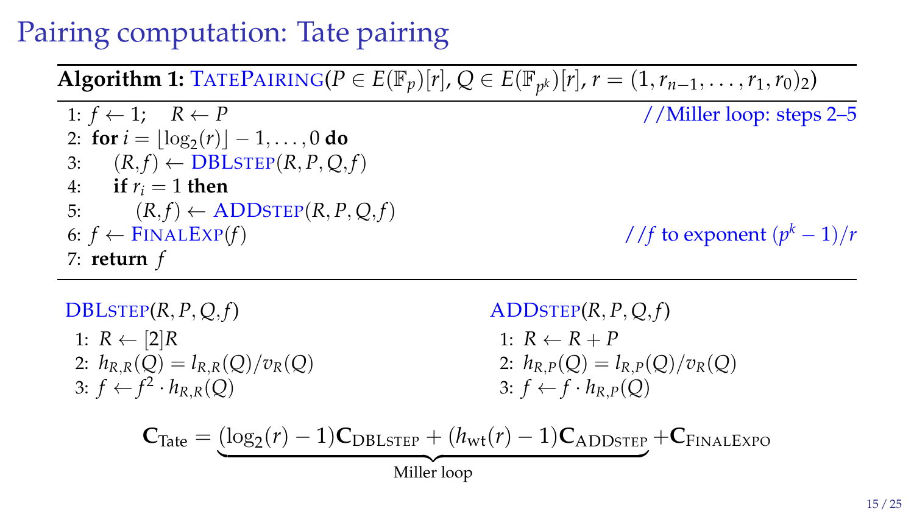# Pairing computation: Tate pairing

**Algorithm 1:** TatePairing($P \in E(\mathbb{F}_p)[r]$, $Q \in E(\mathbb{F}_{p^k})[r]$, $r = (1, r_{n-1}, \ldots, r_1, r_0)_2$)

```
1: f ← 1;   R ← P                                  //Miller loop: steps 2–5
2: for i = ⌊log2(r)⌋ − 1, ..., 0 do
3:     (R,f) ← DBLSTEP(R, P, Q, f)
4:     if r_i = 1 then
5:         (R,f) ← ADDSTEP(R, P, Q, f)
6: f ← FINALEXP(f)                                 //f to exponent (p^k − 1)/r
7: return f
```

**DBLSTEP**($R, P, Q, f$)

1: $R \leftarrow [2]R$
2: $h_{R,R}(Q) = l_{R,R}(Q)/v_R(Q)$
3: $f \leftarrow f^2 \cdot h_{R,R}(Q)$

**ADDSTEP**($R, P, Q, f$)

1: $R \leftarrow R + P$
2: $h_{R,P}(Q) = l_{R,P}(Q)/v_R(Q)$
3: $f \leftarrow f \cdot h_{R,P}(Q)$

$$\mathbf{C}_{\text{Tate}} = \underbrace{(\log_2(r) - 1)\mathbf{C}_{\text{DBLSTEP}} + (h_{\text{wt}}(r) - 1)\mathbf{C}_{\text{ADDSTEP}}}_{\text{Miller loop}} + \mathbf{C}_{\text{FINALEXPO}}$$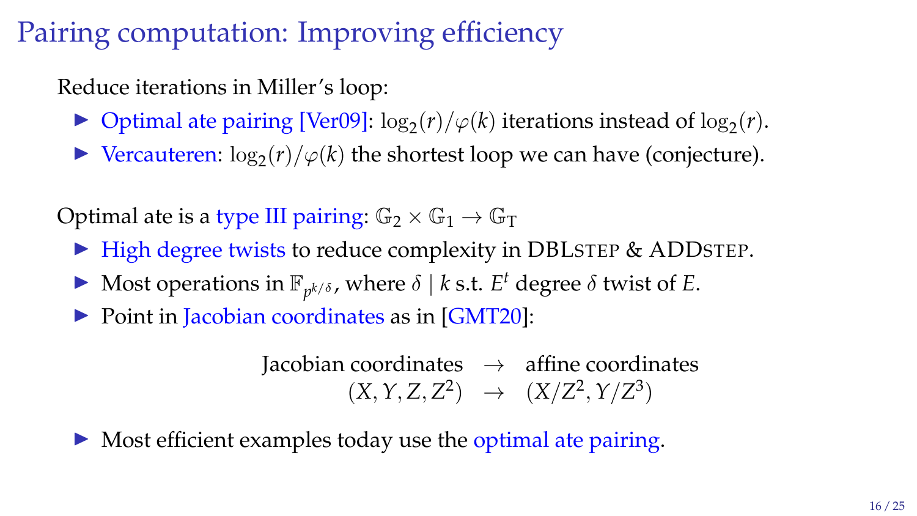# Pairing computation: Improving efficiency

Reduce iterations in Miller's loop:

- Optimal ate pairing [Ver09]: $\log_2(r)/\varphi(k)$ iterations instead of $\log_2(r)$.
- Vercauteren: $\log_2(r)/\varphi(k)$ the shortest loop we can have (conjecture).

Optimal ate is a type III pairing: $\mathbb{G}_2 \times \mathbb{G}_1 \to \mathbb{G}_T$

- High degree twists to reduce complexity in DBLSTEP & ADDSTEP.
- Most operations in $\mathbb{F}_{p^{k/\delta}}$, where $\delta \mid k$ s.t. $E^t$ degree $\delta$ twist of $E$.
- Point in Jacobian coordinates as in [GMT20]:

$$
\begin{array}{rcl}
\text{Jacobian coordinates} & \rightarrow & \text{affine coordinates} \\
(X, Y, Z, Z^2) & \rightarrow & (X/Z^2, Y/Z^3)
\end{array}
$$

- Most efficient examples today use the optimal ate pairing.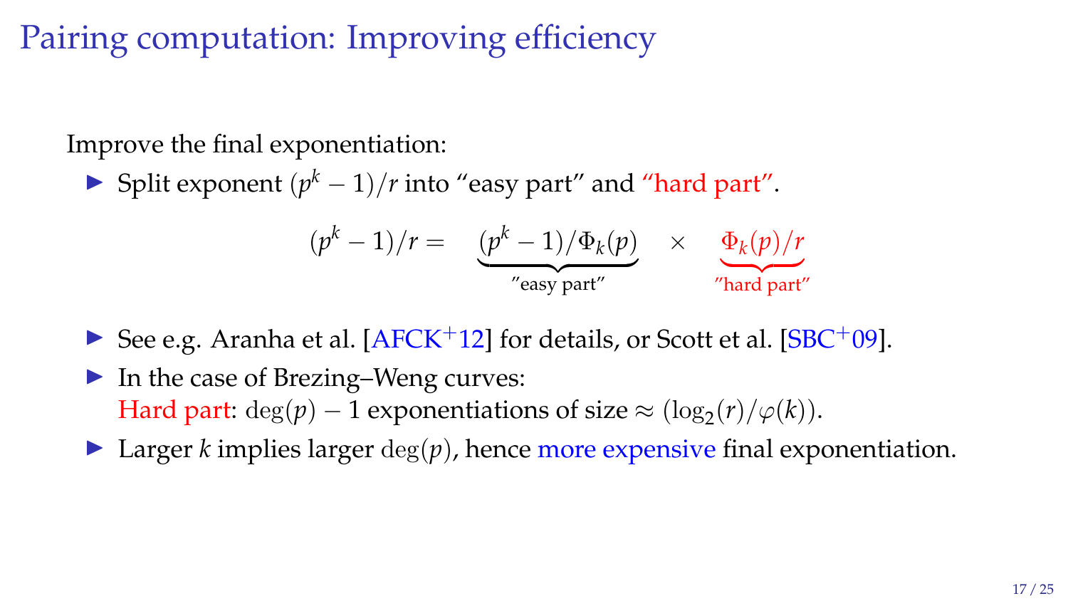# Pairing computation: Improving efficiency

Improve the final exponentiation:

- Split exponent $(p^k - 1)/r$ into "easy part" and "hard part".

$$(p^k - 1)/r = \underbrace{(p^k - 1)/\Phi_k(p)}_{\text{"easy part"}} \times \underbrace{\Phi_k(p)/r}_{\text{"hard part"}}$$

- See e.g. Aranha et al. [AFCK+12] for details, or Scott et al. [SBC+09].
- In the case of Brezing–Weng curves:
  Hard part: $\deg(p) - 1$ exponentiations of size $\approx (\log_2(r)/\varphi(k))$.
- Larger $k$ implies larger $\deg(p)$, hence more expensive final exponentiation.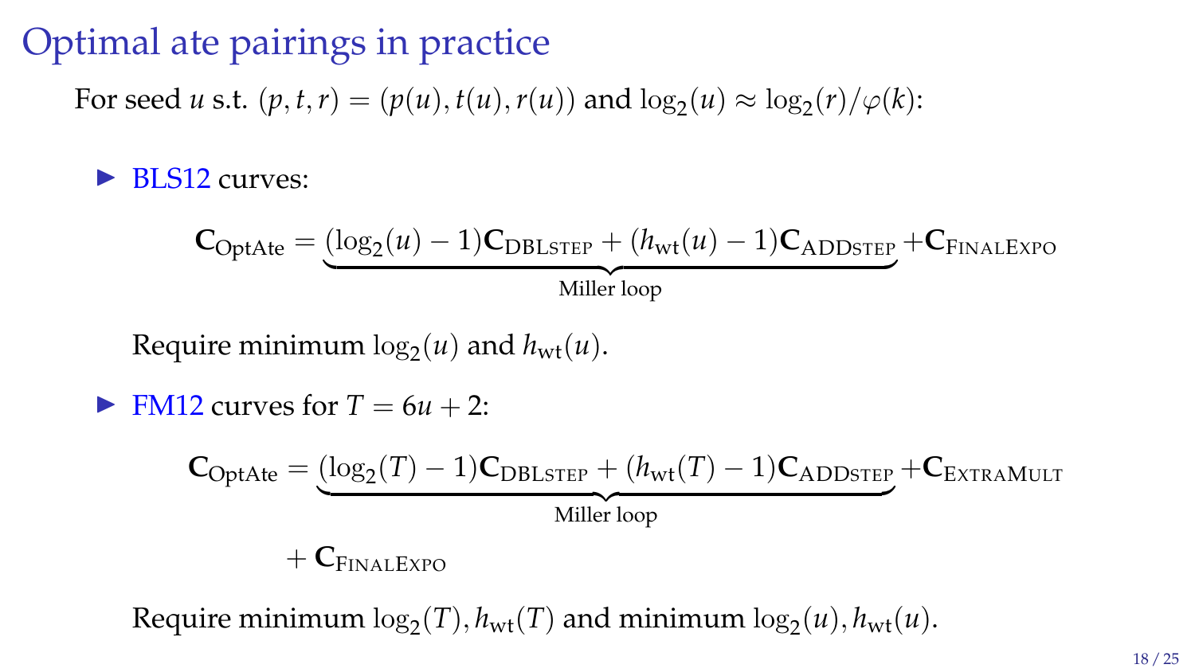# Optimal ate pairings in practice

For seed $u$ s.t. $(p, t, r) = (p(u), t(u), r(u))$ and $\log_2(u) \approx \log_2(r)/\varphi(k)$:

- BLS12 curves:

$$\mathbf{C}_{\text{OptAte}} = \underbrace{(\log_2(u) - 1)\mathbf{C}_{\text{DBLSTEP}} + (h_{\text{wt}}(u) - 1)\mathbf{C}_{\text{ADDSTEP}}}_{\text{Miller loop}} + \mathbf{C}_{\text{FINALEXPO}}$$

  Require minimum $\log_2(u)$ and $h_{\text{wt}}(u)$.

- FM12 curves for $T = 6u + 2$:

$$\mathbf{C}_{\text{OptAte}} = \underbrace{(\log_2(T) - 1)\mathbf{C}_{\text{DBLSTEP}} + (h_{\text{wt}}(T) - 1)\mathbf{C}_{\text{ADDSTEP}}}_{\text{Miller loop}} + \mathbf{C}_{\text{EXTRAMULT}} + \mathbf{C}_{\text{FINALEXPO}}$$

  Require minimum $\log_2(T), h_{\text{wt}}(T)$ and minimum $\log_2(u), h_{\text{wt}}(u)$.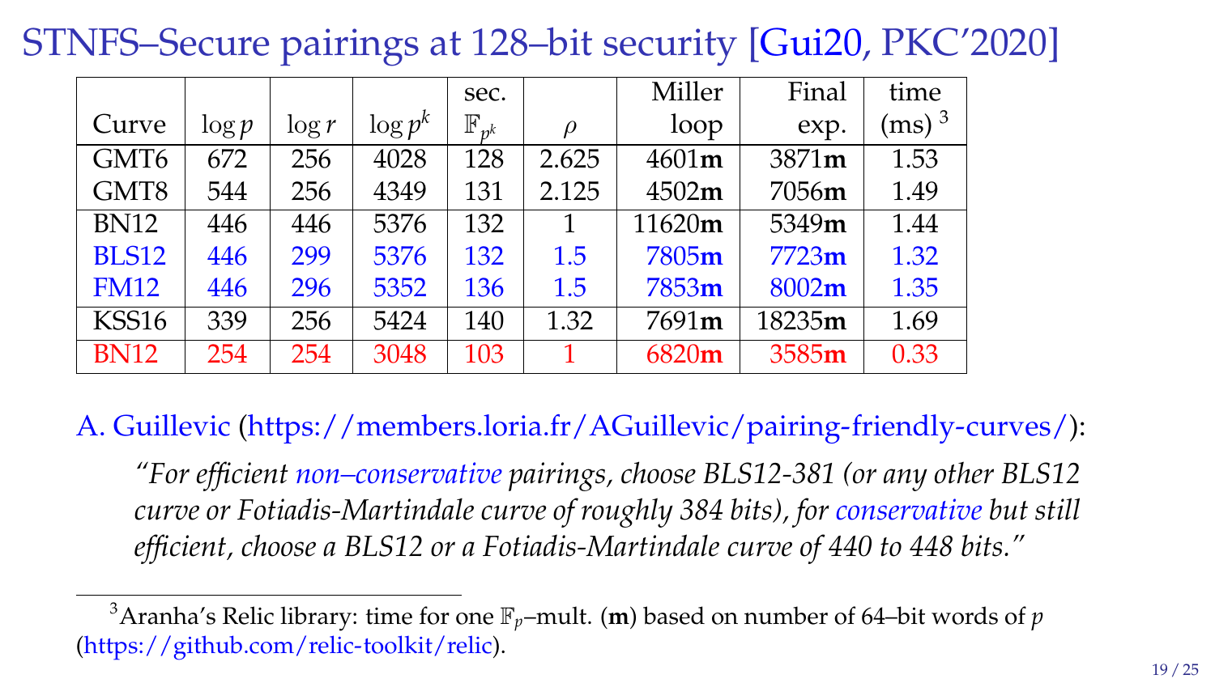# STNFS–Secure pairings at 128–bit security [Gui20, PKC'2020]

| Curve | $\log p$ | $\log r$ | $\log p^k$ | sec. $\mathbb{F}_{p^k}$ | $\rho$ | Miller loop | Final exp. | time (ms) [3] |
|---|---|---|---|---|---|---|---|---|
| GMT6 | 672 | 256 | 4028 | 128 | 2.625 | 4601**m** | 3871**m** | 1.53 |
| GMT8 | 544 | 256 | 4349 | 131 | 2.125 | 4502**m** | 7056**m** | 1.49 |
| BN12 | 446 | 446 | 5376 | 132 | 1 | 11620**m** | 5349**m** | 1.44 |
| BLS12 | 446 | 299 | 5376 | 132 | 1.5 | 7805**m** | 7723**m** | 1.32 |
| FM12 | 446 | 296 | 5352 | 136 | 1.5 | 7853**m** | 8002**m** | 1.35 |
| KSS16 | 339 | 256 | 5424 | 140 | 1.32 | 7691**m** | 18235**m** | 1.69 |
| BN12 | 254 | 254 | 3048 | 103 | 1 | 6820**m** | 3585**m** | 0.33 |

A. Guillevic (https://members.loria.fr/AGuillevic/pairing-friendly-curves/):

> *"For efficient non–conservative pairings, choose BLS12-381 (or any other BLS12 curve or Fotiadis-Martindale curve of roughly 384 bits), for conservative but still efficient, choose a BLS12 or a Fotiadis-Martindale curve of 440 to 448 bits."*

[3] Aranha's Relic library: time for one $\mathbb{F}_p$–mult. (**m**) based on number of 64–bit words of $p$ (https://github.com/relic-toolkit/relic).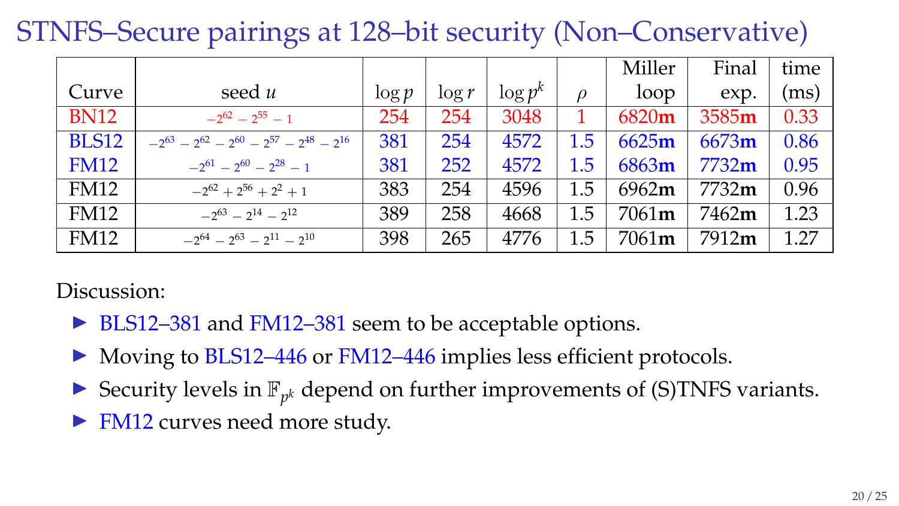# STNFS–Secure pairings at 128–bit security (Non–Conservative)

| Curve | seed $u$ | $\log p$ | $\log r$ | $\log p^k$ | $\rho$ | Miller loop | Final exp. | time (ms) |
|---|---|---|---|---|---|---|---|---|
| BN12 | $-2^{62} - 2^{55} - 1$ | 254 | 254 | 3048 | 1 | 6820**m** | 3585**m** | 0.33 |
| BLS12 | $-2^{63} - 2^{62} - 2^{60} - 2^{57} - 2^{48} - 2^{16}$ | 381 | 254 | 4572 | 1.5 | 6625**m** | 6673**m** | 0.86 |
| FM12 | $-2^{61} - 2^{60} - 2^{28} - 1$ | 381 | 252 | 4572 | 1.5 | 6863**m** | 7732**m** | 0.95 |
| FM12 | $-2^{62} + 2^{56} + 2^{2} + 1$ | 383 | 254 | 4596 | 1.5 | 6962**m** | 7732**m** | 0.96 |
| FM12 | $-2^{63} - 2^{14} - 2^{12}$ | 389 | 258 | 4668 | 1.5 | 7061**m** | 7462**m** | 1.23 |
| FM12 | $-2^{64} - 2^{63} - 2^{11} - 2^{10}$ | 398 | 265 | 4776 | 1.5 | 7061**m** | 7912**m** | 1.27 |

Discussion:

- BLS12–381 and FM12–381 seem to be acceptable options.
- Moving to BLS12–446 or FM12–446 implies less efficient protocols.
- Security levels in $\mathbb{F}_{p^k}$ depend on further improvements of (S)TNFS variants.
- FM12 curves need more study.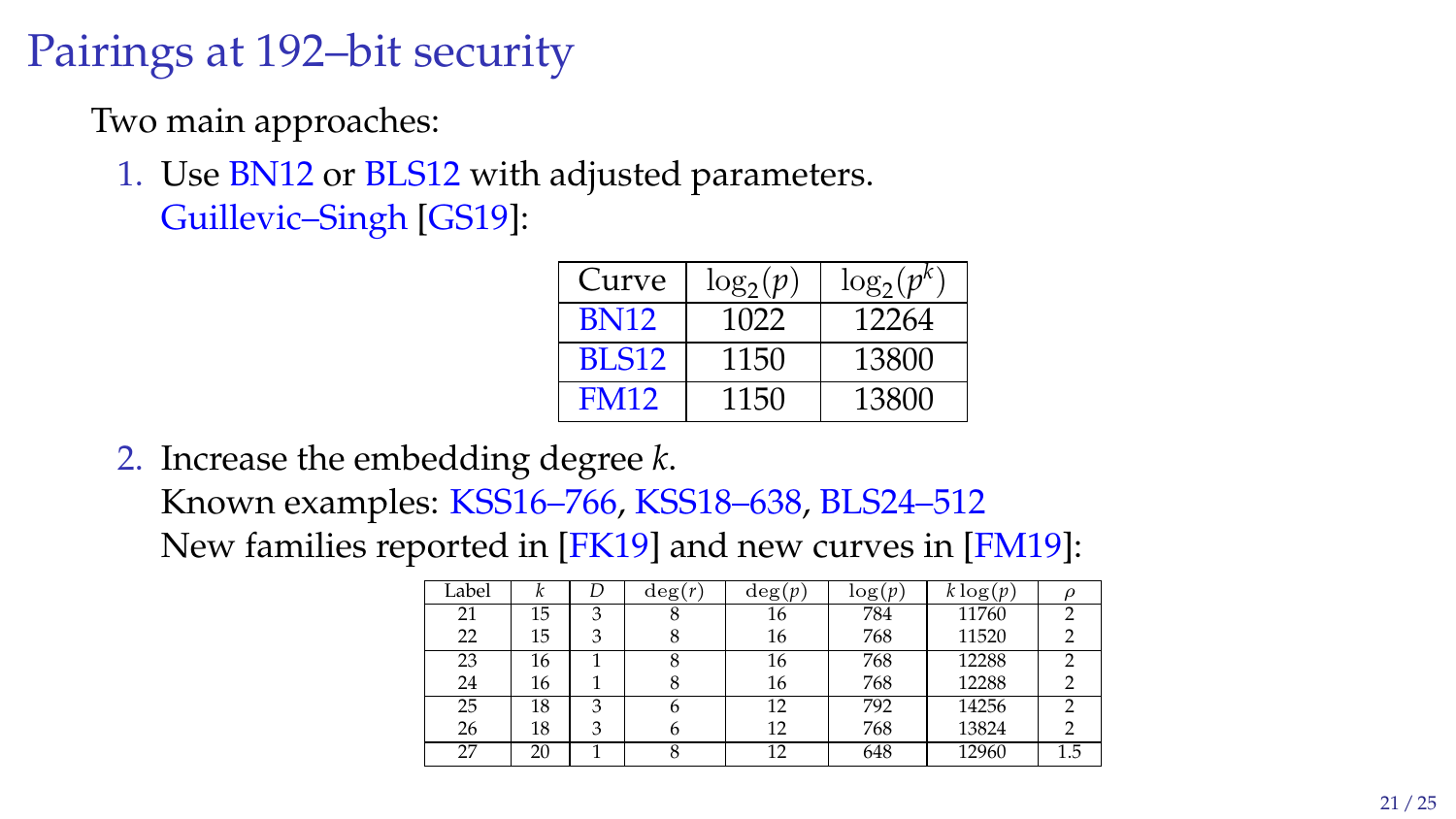# Pairings at 192–bit security

Two main approaches:

1. Use BN12 or BLS12 with adjusted parameters.
   Guillevic–Singh [GS19]:

| Curve | $\log_2(p)$ | $\log_2(p^k)$ |
|---|---|---|
| BN12 | 1022 | 12264 |
| BLS12 | 1150 | 13800 |
| FM12 | 1150 | 13800 |

2. Increase the embedding degree $k$.
   Known examples: KSS16–766, KSS18–638, BLS24–512
   New families reported in [FK19] and new curves in [FM19]:

| Label | $k$ | $D$ | $\deg(r)$ | $\deg(p)$ | $\log(p)$ | $k\log(p)$ | $\rho$ |
|---|---|---|---|---|---|---|---|
| 21 | 15 | 3 | 8 | 16 | 784 | 11760 | 2 |
| 22 | 15 | 3 | 8 | 16 | 768 | 11520 | 2 |
| 23 | 16 | 1 | 8 | 16 | 768 | 12288 | 2 |
| 24 | 16 | 1 | 8 | 16 | 768 | 12288 | 2 |
| 25 | 18 | 3 | 6 | 12 | 792 | 14256 | 2 |
| 26 | 18 | 3 | 6 | 12 | 768 | 13824 | 2 |
| 27 | 20 | 1 | 8 | 12 | 648 | 12960 | 1.5 |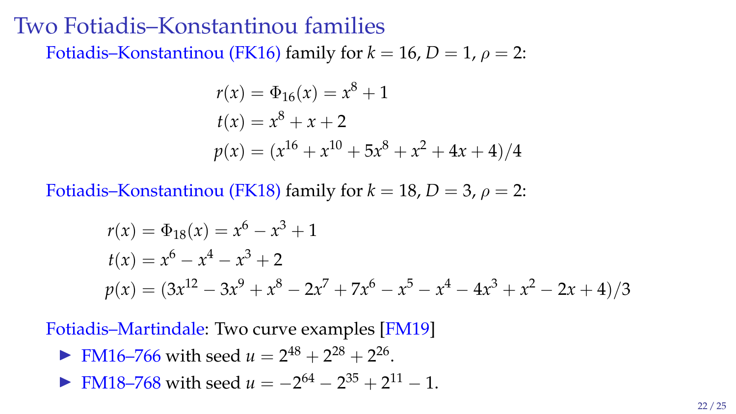# Two Fotiadis–Konstantinou families

Fotiadis–Konstantinou (FK16) family for $k = 16$, $D = 1$, $\rho = 2$:

$$
\begin{aligned}
r(x) &= \Phi_{16}(x) = x^8 + 1 \\
t(x) &= x^8 + x + 2 \\
p(x) &= (x^{16} + x^{10} + 5x^8 + x^2 + 4x + 4)/4
\end{aligned}
$$

Fotiadis–Konstantinou (FK18) family for $k = 18$, $D = 3$, $\rho = 2$:

$$
\begin{aligned}
r(x) &= \Phi_{18}(x) = x^6 - x^3 + 1 \\
t(x) &= x^6 - x^4 - x^3 + 2 \\
p(x) &= (3x^{12} - 3x^9 + x^8 - 2x^7 + 7x^6 - x^5 - x^4 - 4x^3 + x^2 - 2x + 4)/3
\end{aligned}
$$

Fotiadis–Martindale: Two curve examples [FM19]

- FM16–766 with seed $u = 2^{48} + 2^{28} + 2^{26}$.
- FM18–768 with seed $u = -2^{64} - 2^{35} + 2^{11} - 1$.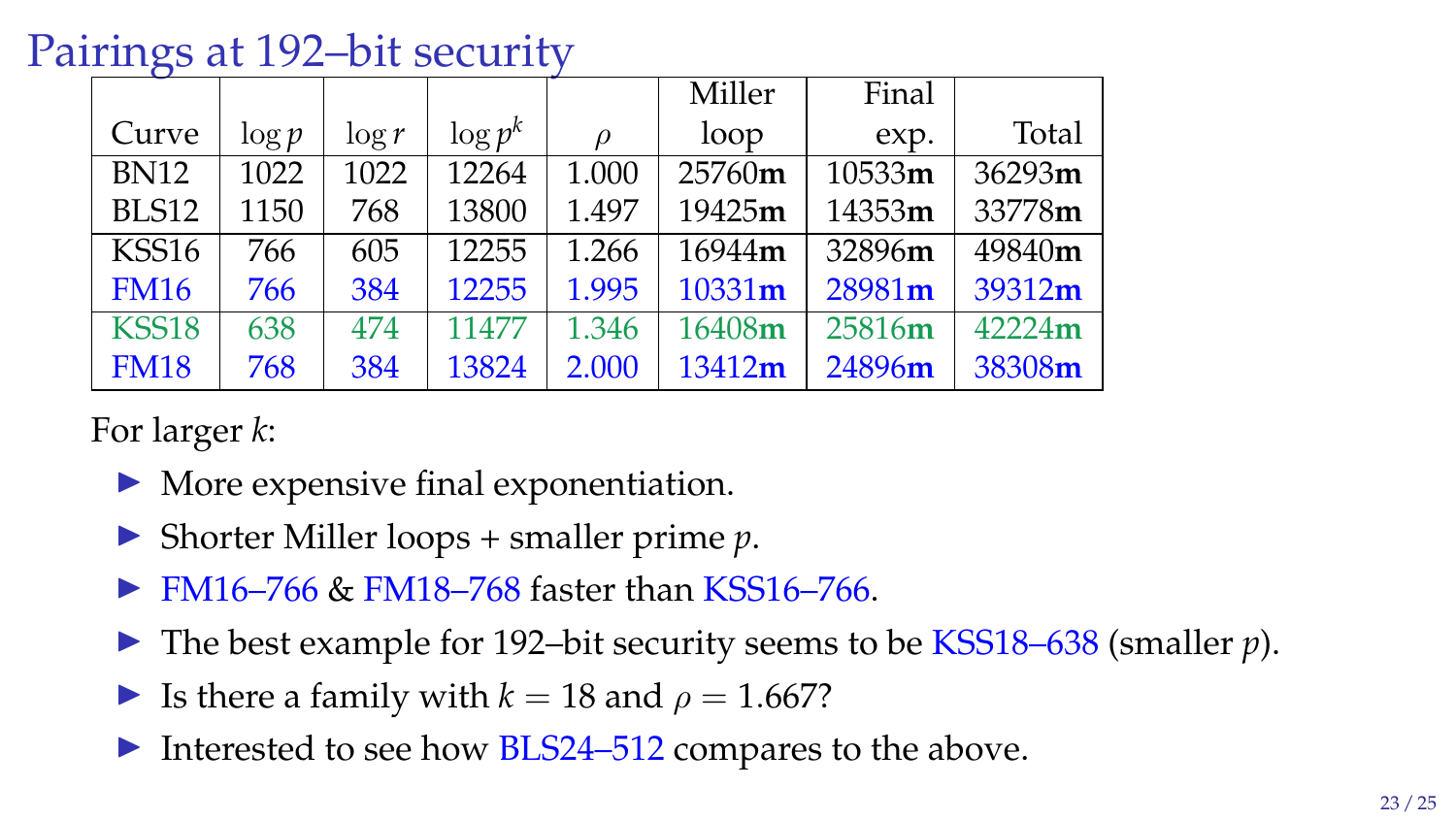# Pairings at 192–bit security

| Curve | $\log p$ | $\log r$ | $\log p^k$ | $\rho$ | Miller loop | Final exp. | Total |
|---|---|---|---|---|---|---|---|
| BN12 | 1022 | 1022 | 12264 | 1.000 | 25760**m** | 10533**m** | 36293**m** |
| BLS12 | 1150 | 768 | 13800 | 1.497 | 19425**m** | 14353**m** | 33778**m** |
| KSS16 | 766 | 605 | 12255 | 1.266 | 16944**m** | 32896**m** | 49840**m** |
| FM16 | 766 | 384 | 12255 | 1.995 | 10331**m** | 28981**m** | 39312**m** |
| KSS18 | 638 | 474 | 11477 | 1.346 | 16408**m** | 25816**m** | 42224**m** |
| FM18 | 768 | 384 | 13824 | 2.000 | 13412**m** | 24896**m** | 38308**m** |

For larger $k$:

- More expensive final exponentiation.
- Shorter Miller loops + smaller prime $p$.
- FM16–766 & FM18–768 faster than KSS16–766.
- The best example for 192–bit security seems to be KSS18–638 (smaller $p$).
- Is there a family with $k = 18$ and $\rho = 1.667$?
- Interested to see how BLS24–512 compares to the above.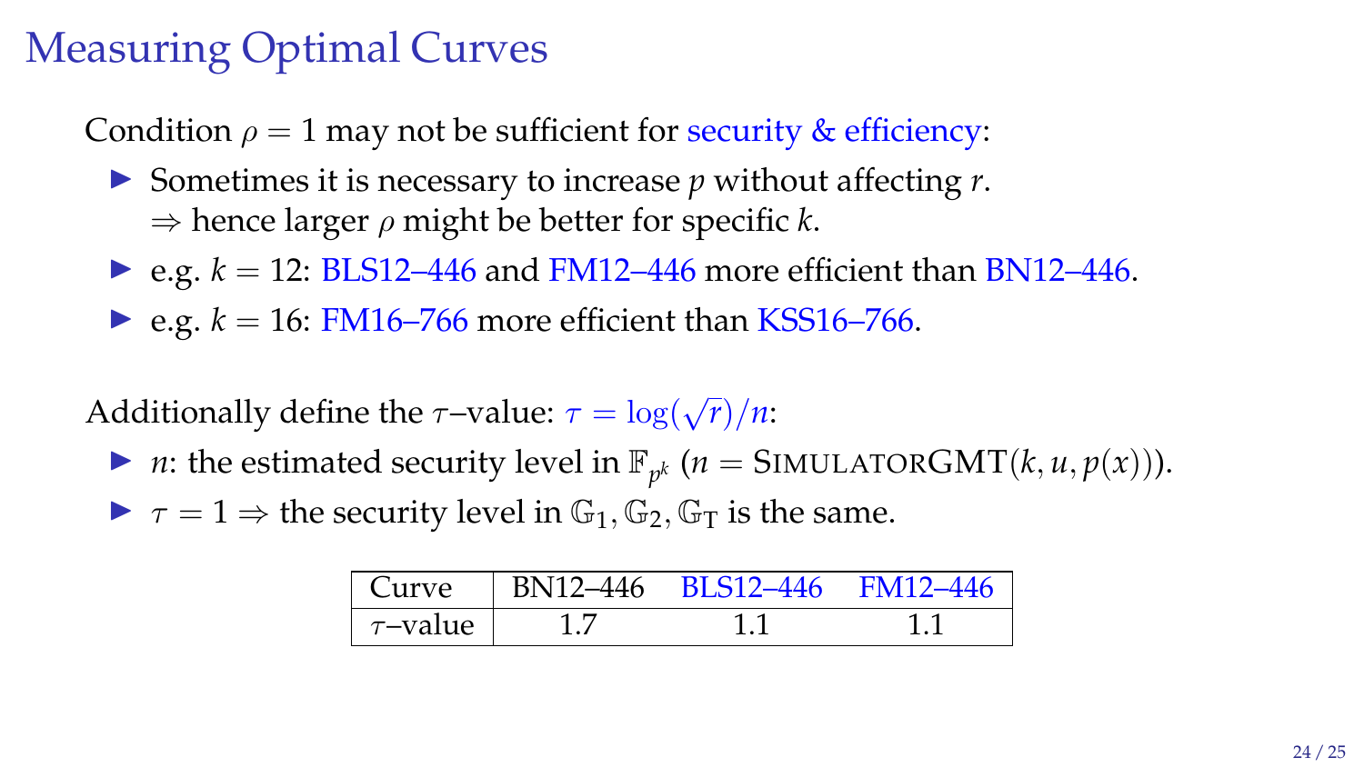# Measuring Optimal Curves

Condition $\rho = 1$ may not be sufficient for security & efficiency:

- Sometimes it is necessary to increase $p$ without affecting $r$.
  $\Rightarrow$ hence larger $\rho$ might be better for specific $k$.
- e.g. $k = 12$: BLS12–446 and FM12–446 more efficient than BN12–446.
- e.g. $k = 16$: FM16–766 more efficient than KSS16–766.

Additionally define the $\tau$–value: $\tau = \log(\sqrt{r})/n$:

- $n$: the estimated security level in $\mathbb{F}_{p^k}$ ($n = \text{SIMULATORGMT}(k, u, p(x))$).
- $\tau = 1 \Rightarrow$ the security level in $\mathbb{G}_1, \mathbb{G}_2, \mathbb{G}_T$ is the same.

| Curve | BN12–446 | BLS12–446 | FM12–446 |
|---|---|---|---|
| $\tau$–value | 1.7 | 1.1 | 1.1 |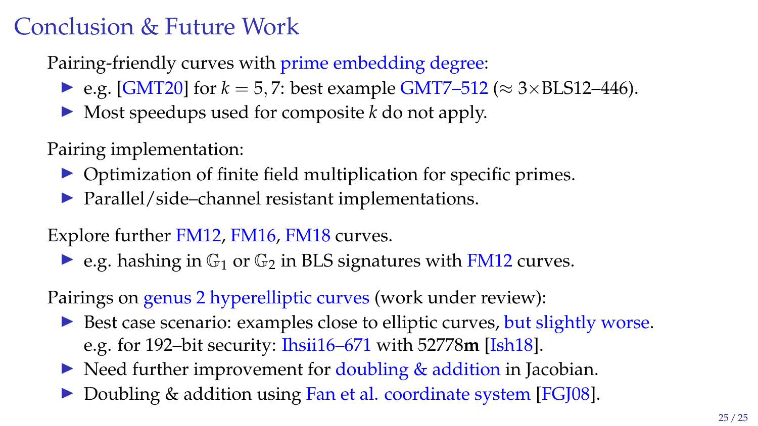# Conclusion & Future Work

Pairing-friendly curves with prime embedding degree:

- e.g. [GMT20] for $k = 5, 7$: best example GMT7–512 ($\approx 3\times$BLS12–446).
- Most speedups used for composite $k$ do not apply.

Pairing implementation:

- Optimization of finite field multiplication for specific primes.
- Parallel/side–channel resistant implementations.

Explore further FM12, FM16, FM18 curves.

- e.g. hashing in $\mathbb{G}_1$ or $\mathbb{G}_2$ in BLS signatures with FM12 curves.

Pairings on genus 2 hyperelliptic curves (work under review):

- Best case scenario: examples close to elliptic curves, but slightly worse.
  e.g. for 192–bit security: Ihsii16–671 with 52778**m** [Ish18].
- Need further improvement for doubling & addition in Jacobian.
- Doubling & addition using Fan et al. coordinate system [FGJ08].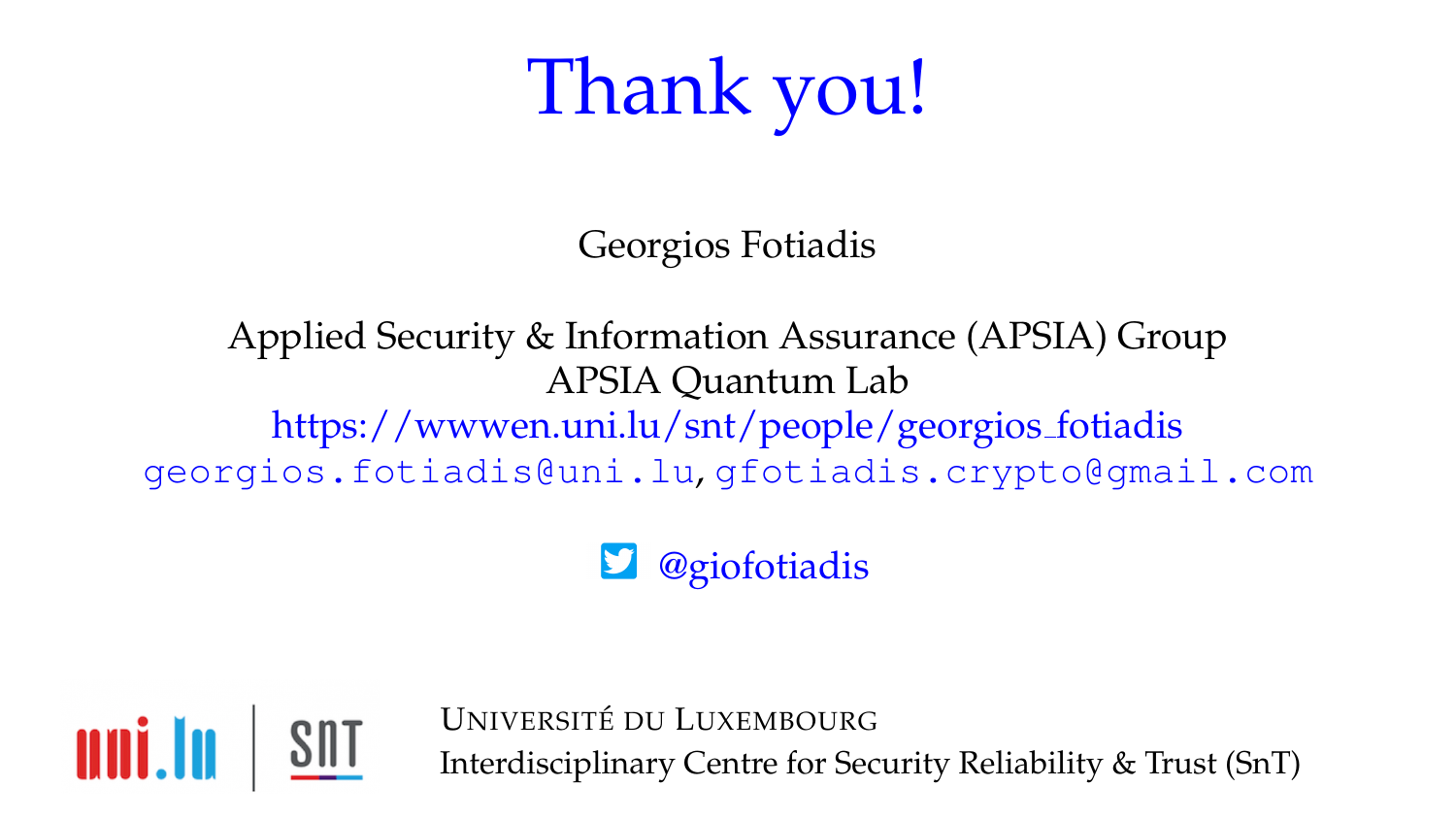# Thank you!

Georgios Fotiadis

Applied Security & Information Assurance (APSIA) Group
APSIA Quantum Lab
https://wwwen.uni.lu/snt/people/georgios_fotiadis
georgios.fotiadis@uni.lu, gfotiadis.crypto@gmail.com

@giofotiadis

UNIVERSITÉ DU LUXEMBOURG
Interdisciplinary Centre for Security Reliability & Trust (SnT)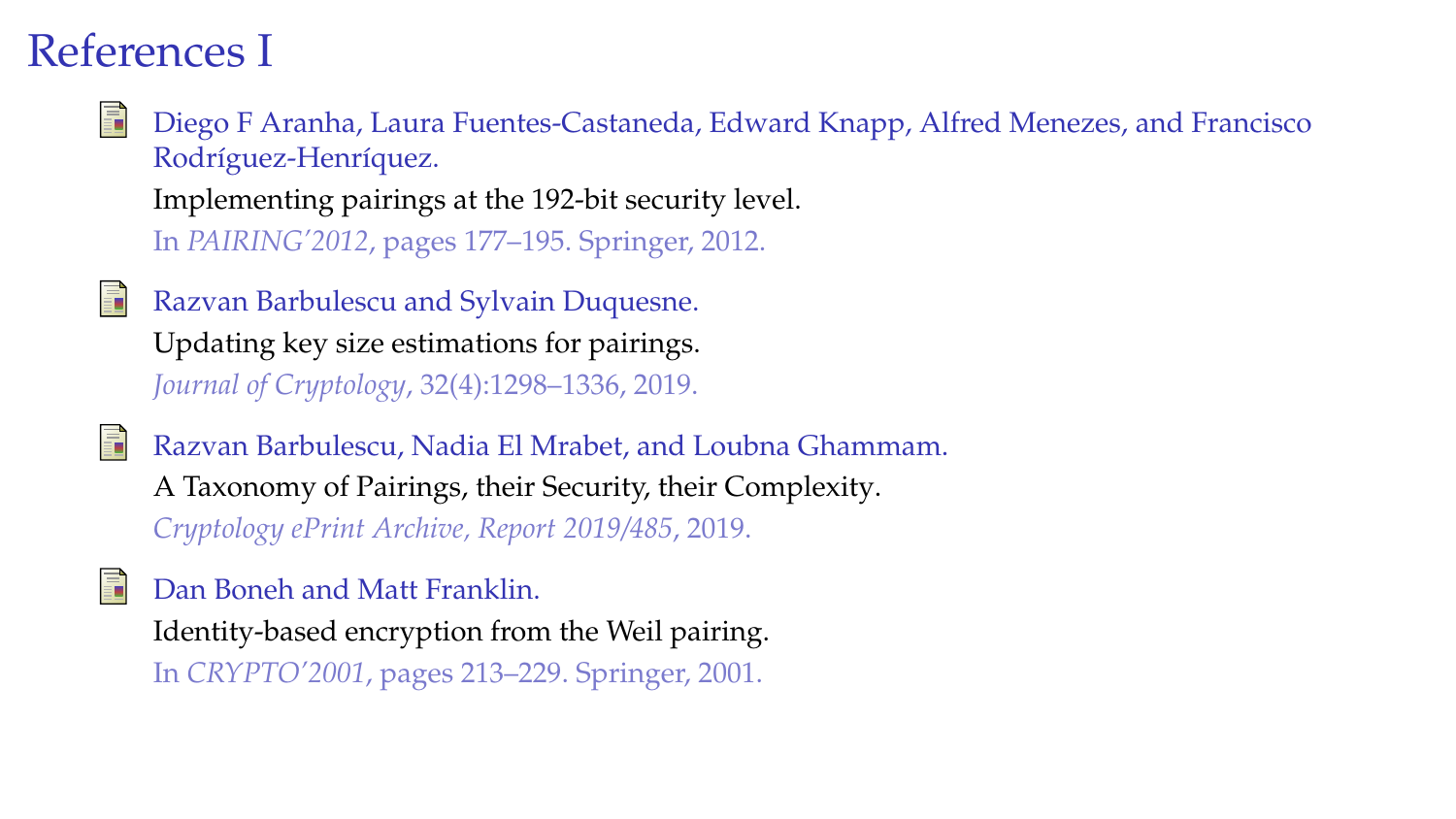# References I

- Diego F Aranha, Laura Fuentes-Castaneda, Edward Knapp, Alfred Menezes, and Francisco Rodríguez-Henríquez.
  Implementing pairings at the 192-bit security level.
  In *PAIRING'2012*, pages 177–195. Springer, 2012.

- Razvan Barbulescu and Sylvain Duquesne.
  Updating key size estimations for pairings.
  *Journal of Cryptology*, 32(4):1298–1336, 2019.

- Razvan Barbulescu, Nadia El Mrabet, and Loubna Ghammam.
  A Taxonomy of Pairings, their Security, their Complexity.
  *Cryptology ePrint Archive, Report 2019/485*, 2019.

- Dan Boneh and Matt Franklin.
  Identity-based encryption from the Weil pairing.
  In *CRYPTO'2001*, pages 213–229. Springer, 2001.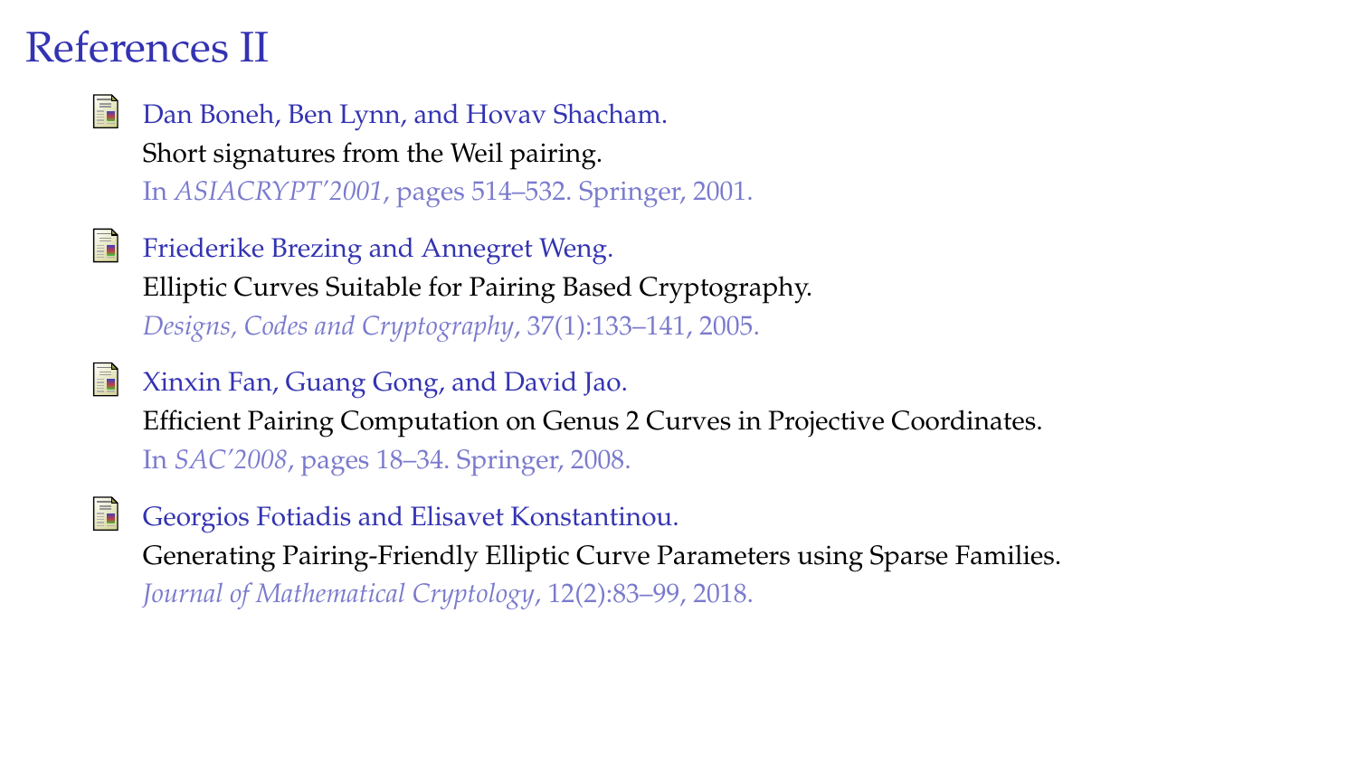# References II

- Dan Boneh, Ben Lynn, and Hovav Shacham.
  Short signatures from the Weil pairing.
  In *ASIACRYPT'2001*, pages 514–532. Springer, 2001.

- Friederike Brezing and Annegret Weng.
  Elliptic Curves Suitable for Pairing Based Cryptography.
  *Designs, Codes and Cryptography*, 37(1):133–141, 2005.

- Xinxin Fan, Guang Gong, and David Jao.
  Efficient Pairing Computation on Genus 2 Curves in Projective Coordinates.
  In *SAC'2008*, pages 18–34. Springer, 2008.

- Georgios Fotiadis and Elisavet Konstantinou.
  Generating Pairing-Friendly Elliptic Curve Parameters using Sparse Families.
  *Journal of Mathematical Cryptology*, 12(2):83–99, 2018.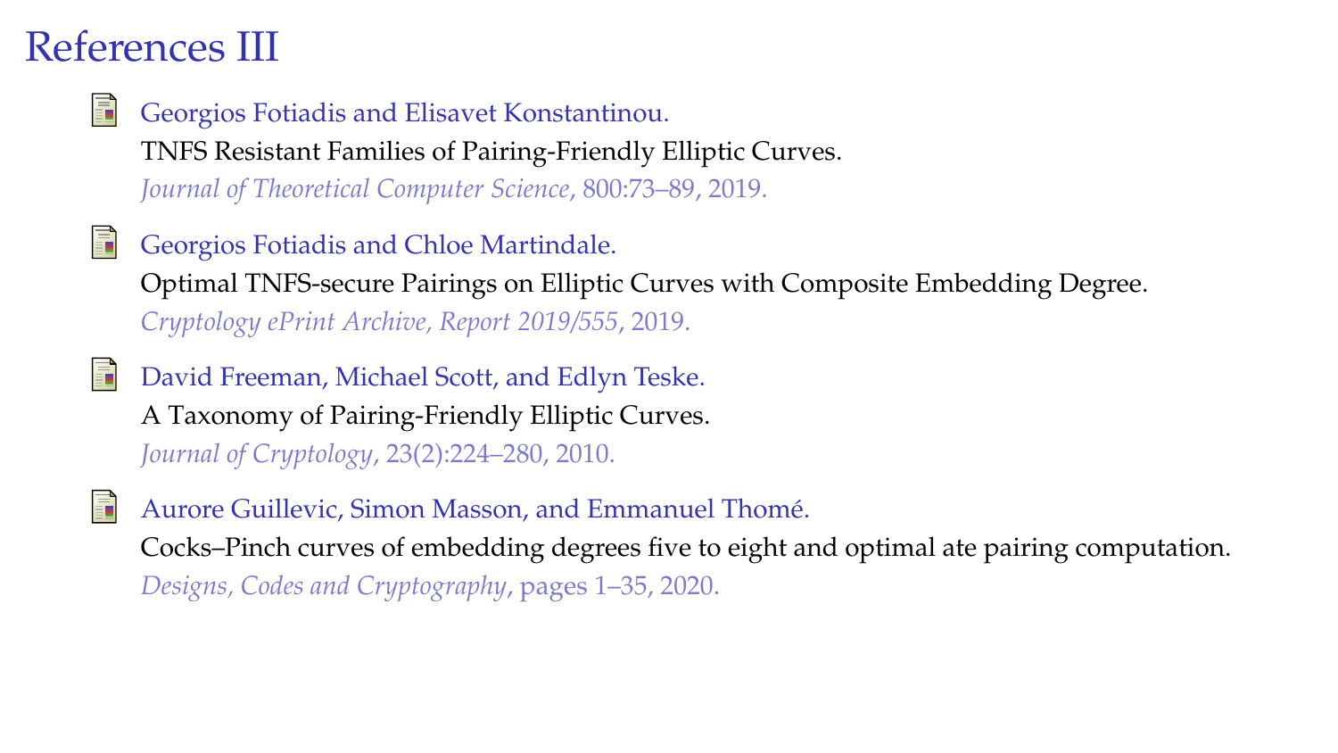# References III

- Georgios Fotiadis and Elisavet Konstantinou.
  TNFS Resistant Families of Pairing-Friendly Elliptic Curves.
  *Journal of Theoretical Computer Science*, 800:73–89, 2019.

- Georgios Fotiadis and Chloe Martindale.
  Optimal TNFS-secure Pairings on Elliptic Curves with Composite Embedding Degree.
  *Cryptology ePrint Archive, Report 2019/555*, 2019.

- David Freeman, Michael Scott, and Edlyn Teske.
  A Taxonomy of Pairing-Friendly Elliptic Curves.
  *Journal of Cryptology*, 23(2):224–280, 2010.

- Aurore Guillevic, Simon Masson, and Emmanuel Thomé.
  Cocks–Pinch curves of embedding degrees five to eight and optimal ate pairing computation.
  *Designs, Codes and Cryptography*, pages 1–35, 2020.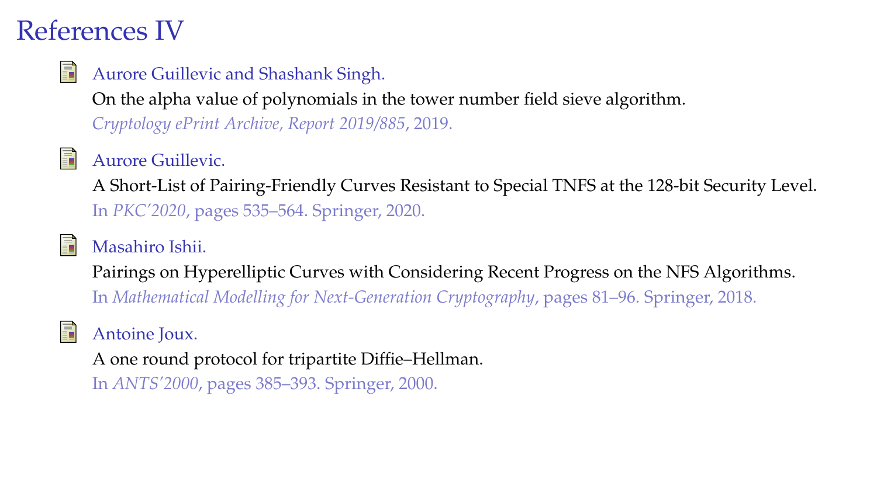# References IV

- Aurore Guillevic and Shashank Singh.
  On the alpha value of polynomials in the tower number field sieve algorithm.
  *Cryptology ePrint Archive, Report 2019/885*, 2019.

- Aurore Guillevic.
  A Short-List of Pairing-Friendly Curves Resistant to Special TNFS at the 128-bit Security Level.
  In *PKC'2020*, pages 535–564. Springer, 2020.

- Masahiro Ishii.
  Pairings on Hyperelliptic Curves with Considering Recent Progress on the NFS Algorithms.
  In *Mathematical Modelling for Next-Generation Cryptography*, pages 81–96. Springer, 2018.

- Antoine Joux.
  A one round protocol for tripartite Diffie–Hellman.
  In *ANTS'2000*, pages 385–393. Springer, 2000.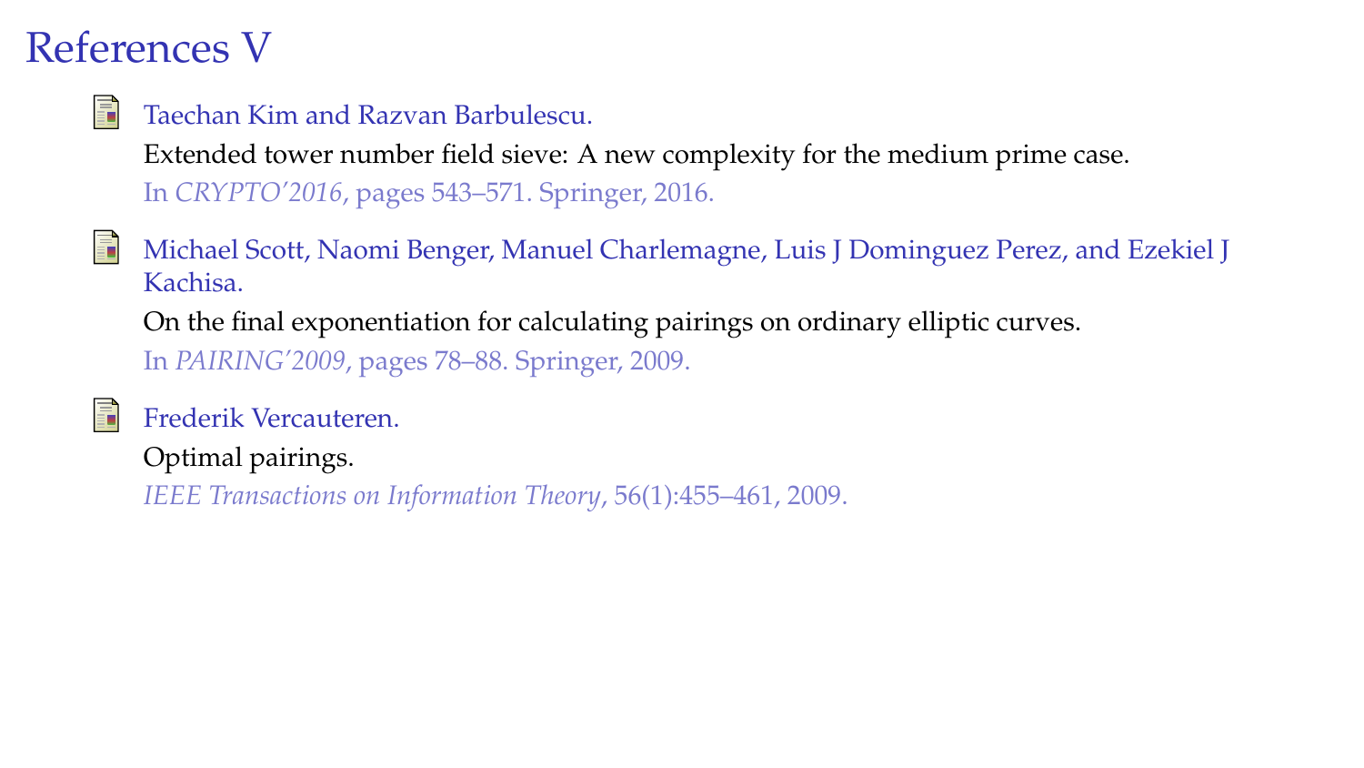# References V

- Taechan Kim and Razvan Barbulescu.
  Extended tower number field sieve: A new complexity for the medium prime case.
  In *CRYPTO'2016*, pages 543–571. Springer, 2016.

- Michael Scott, Naomi Benger, Manuel Charlemagne, Luis J Dominguez Perez, and Ezekiel J Kachisa.
  On the final exponentiation for calculating pairings on ordinary elliptic curves.
  In *PAIRING'2009*, pages 78–88. Springer, 2009.

- Frederik Vercauteren.
  Optimal pairings.
  *IEEE Transactions on Information Theory*, 56(1):455–461, 2009.